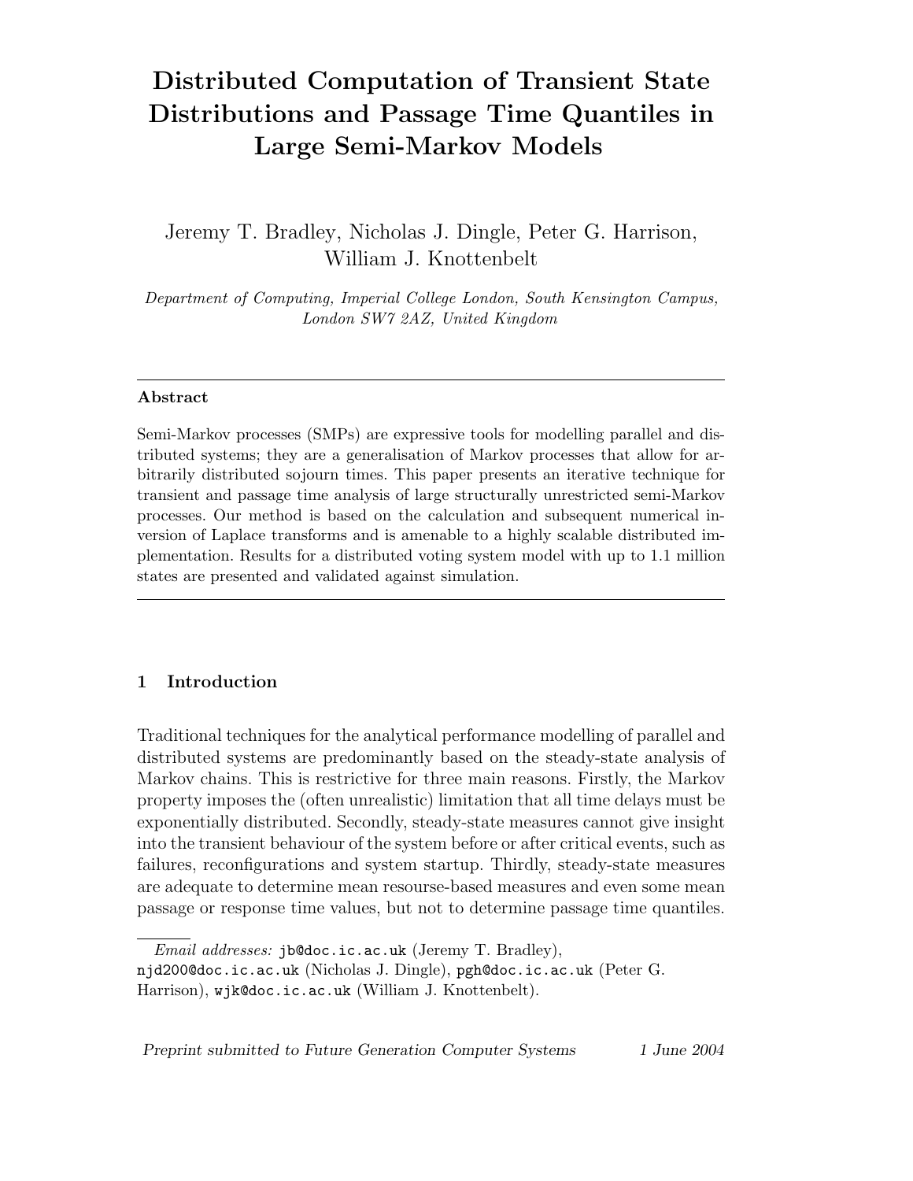# Distributed Computation of Transient State Distributions and Passage Time Quantiles in Large Semi-Markov Models

Jeremy T. Bradley, Nicholas J. Dingle, Peter G. Harrison, William J. Knottenbelt

*Department of Computing, Imperial College London, South Kensington Campus, London SW7 2AZ, United Kingdom*

---

**Abstract**

Semi-Markov processes (SMPs) are expressive tools for modelling parallel and distributed systems; they are a generalisation of Markov processes that allow for arbitrarily distributed sojourn times. This paper presents an iterative technique for transient and passage time analysis of large structurally unrestricted semi-Markov processes. Our method is based on the calculation and subsequent numerical inversion of Laplace transforms and is amenable to a highly scalable distributed implementation. Results for a distributed voting system model with up to 1.1 million states are presented and validated against simulation.

---

## 1 Introduction

Traditional techniques for the analytical performance modelling of parallel and distributed systems are predominantly based on the steady-state analysis of Markov chains. This is restrictive for three main reasons. Firstly, the Markov property imposes the (often unrealistic) limitation that all time delays must be exponentially distributed. Secondly, steady-state measures cannot give insight into the transient behaviour of the system before or after critical events, such as failures, reconfigurations and system startup. Thirdly, steady-state measures are adequate to determine mean resourse-based measures and even some mean passage or response time values, but not to determine passage time quantiles.

*Email addresses:* jb@doc.ic.ac.uk (Jeremy T. Bradley), njd200@doc.ic.ac.uk (Nicholas J. Dingle), pgh@doc.ic.ac.uk (Peter G. Harrison), wjk@doc.ic.ac.uk (William J. Knottenbelt).

Preprint submitted to Future Generation Computer Systems 1 June 2004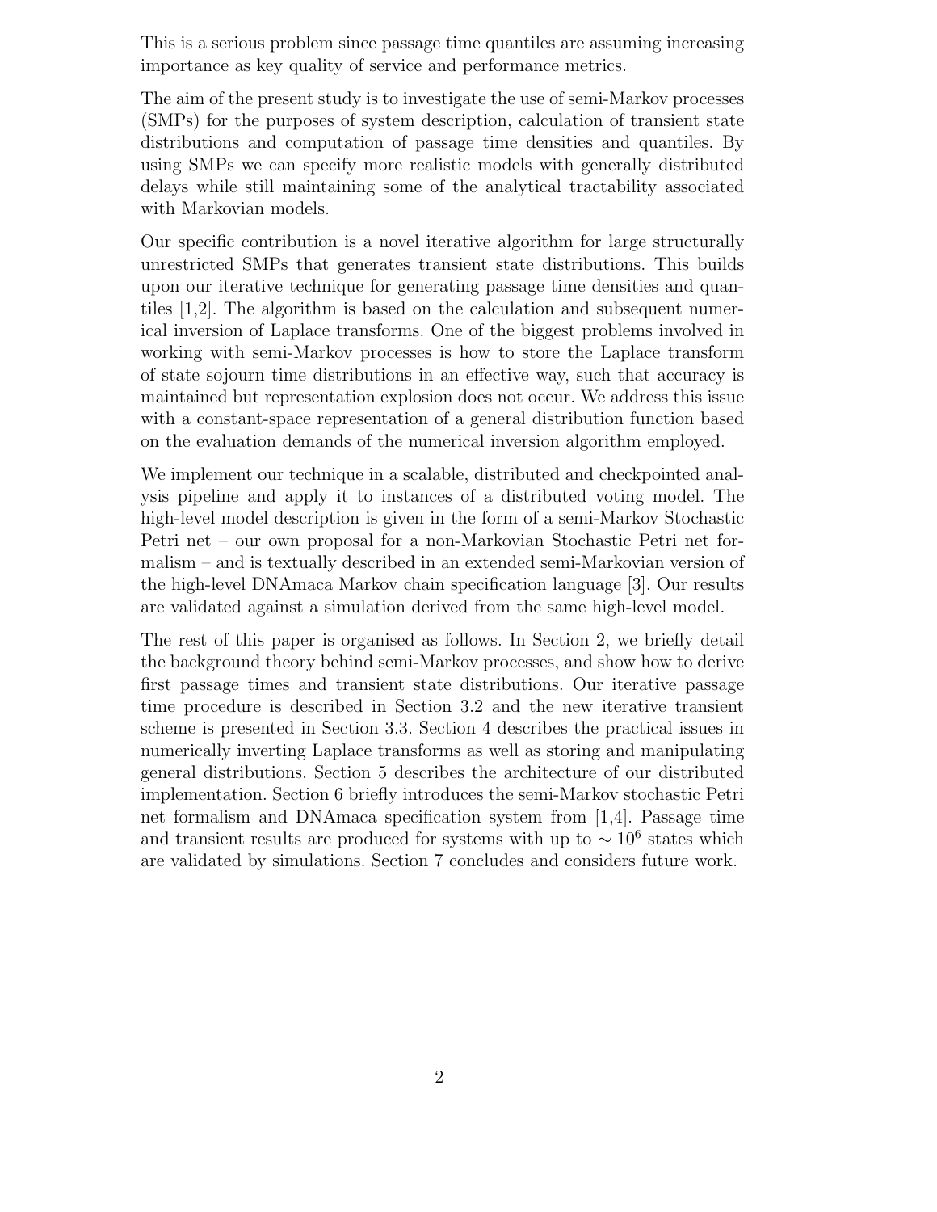This is a serious problem since passage time quantiles are assuming increasing importance as key quality of service and performance metrics.

The aim of the present study is to investigate the use of semi-Markov processes (SMPs) for the purposes of system description, calculation of transient state distributions and computation of passage time densities and quantiles. By using SMPs we can specify more realistic models with generally distributed delays while still maintaining some of the analytical tractability associated with Markovian models.

Our specific contribution is a novel iterative algorithm for large structurally unrestricted SMPs that generates transient state distributions. This builds upon our iterative technique for generating passage time densities and quantiles [1,2]. The algorithm is based on the calculation and subsequent numerical inversion of Laplace transforms. One of the biggest problems involved in working with semi-Markov processes is how to store the Laplace transform of state sojourn time distributions in an effective way, such that accuracy is maintained but representation explosion does not occur. We address this issue with a constant-space representation of a general distribution function based on the evaluation demands of the numerical inversion algorithm employed.

We implement our technique in a scalable, distributed and checkpointed analysis pipeline and apply it to instances of a distributed voting model. The high-level model description is given in the form of a semi-Markov Stochastic Petri net – our own proposal for a non-Markovian Stochastic Petri net formalism – and is textually described in an extended semi-Markovian version of the high-level DNAmaca Markov chain specification language [3]. Our results are validated against a simulation derived from the same high-level model.

The rest of this paper is organised as follows. In Section 2, we briefly detail the background theory behind semi-Markov processes, and show how to derive first passage times and transient state distributions. Our iterative passage time procedure is described in Section 3.2 and the new iterative transient scheme is presented in Section 3.3. Section 4 describes the practical issues in numerically inverting Laplace transforms as well as storing and manipulating general distributions. Section 5 describes the architecture of our distributed implementation. Section 6 briefly introduces the semi-Markov stochastic Petri net formalism and DNAmaca specification system from [1,4]. Passage time and transient results are produced for systems with up to $\sim 10^6$ states which are validated by simulations. Section 7 concludes and considers future work.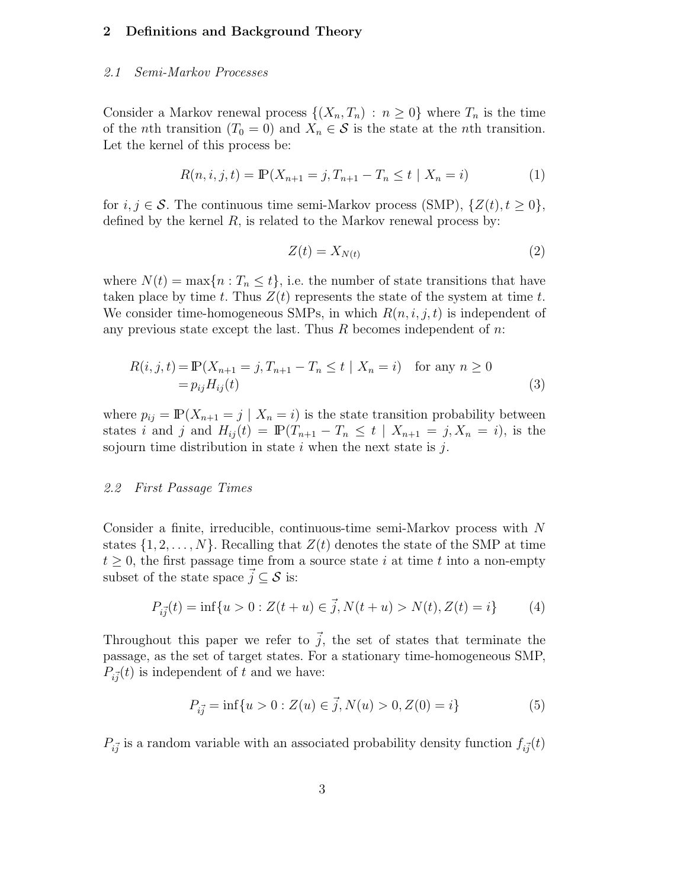## 2 Definitions and Background Theory

### *2.1 Semi-Markov Processes*

Consider a Markov renewal process $\{(X_n, T_n) : n \geq 0\}$ where $T_n$ is the time of the $n$th transition ($T_0 = 0$) and $X_n \in \mathcal{S}$ is the state at the $n$th transition. Let the kernel of this process be:

$$R(n, i, j, t) = \mathbb{P}(X_{n+1} = j, T_{n+1} - T_n \leq t \mid X_n = i) \tag{1}$$

for $i, j \in \mathcal{S}$. The continuous time semi-Markov process (SMP), $\{Z(t), t \geq 0\}$, defined by the kernel $R$, is related to the Markov renewal process by:

$$Z(t) = X_{N(t)} \tag{2}$$

where $N(t) = \max\{n : T_n \leq t\}$, i.e. the number of state transitions that have taken place by time $t$. Thus $Z(t)$ represents the state of the system at time $t$. We consider time-homogeneous SMPs, in which $R(n, i, j, t)$ is independent of any previous state except the last. Thus $R$ becomes independent of $n$:

$$\begin{aligned} R(i, j, t) &= \mathbb{P}(X_{n+1} = j, T_{n+1} - T_n \leq t \mid X_n = i) \quad \text{for any } n \geq 0 \\ &= p_{ij} H_{ij}(t) \end{aligned} \tag{3}$$

where $p_{ij} = \mathbb{P}(X_{n+1} = j \mid X_n = i)$ is the state transition probability between states $i$ and $j$ and $H_{ij}(t) = \mathbb{P}(T_{n+1} - T_n \leq t \mid X_{n+1} = j, X_n = i)$, is the sojourn time distribution in state $i$ when the next state is $j$.

### *2.2 First Passage Times*

Consider a finite, irreducible, continuous-time semi-Markov process with $N$ states $\{1, 2, \ldots, N\}$. Recalling that $Z(t)$ denotes the state of the SMP at time $t \geq 0$, the first passage time from a source state $i$ at time $t$ into a non-empty subset of the state space $\vec{j} \subseteq \mathcal{S}$ is:

$$P_{i\vec{j}}(t) = \inf\{u > 0 : Z(t + u) \in \vec{j}, N(t + u) > N(t), Z(t) = i\} \tag{4}$$

Throughout this paper we refer to $\vec{j}$, the set of states that terminate the passage, as the set of target states. For a stationary time-homogeneous SMP, $P_{i\vec{j}}(t)$ is independent of $t$ and we have:

$$P_{i\vec{j}} = \inf\{u > 0 : Z(u) \in \vec{j}, N(u) > 0, Z(0) = i\} \tag{5}$$

$P_{i\vec{j}}$ is a random variable with an associated probability density function $f_{i\vec{j}}(t)$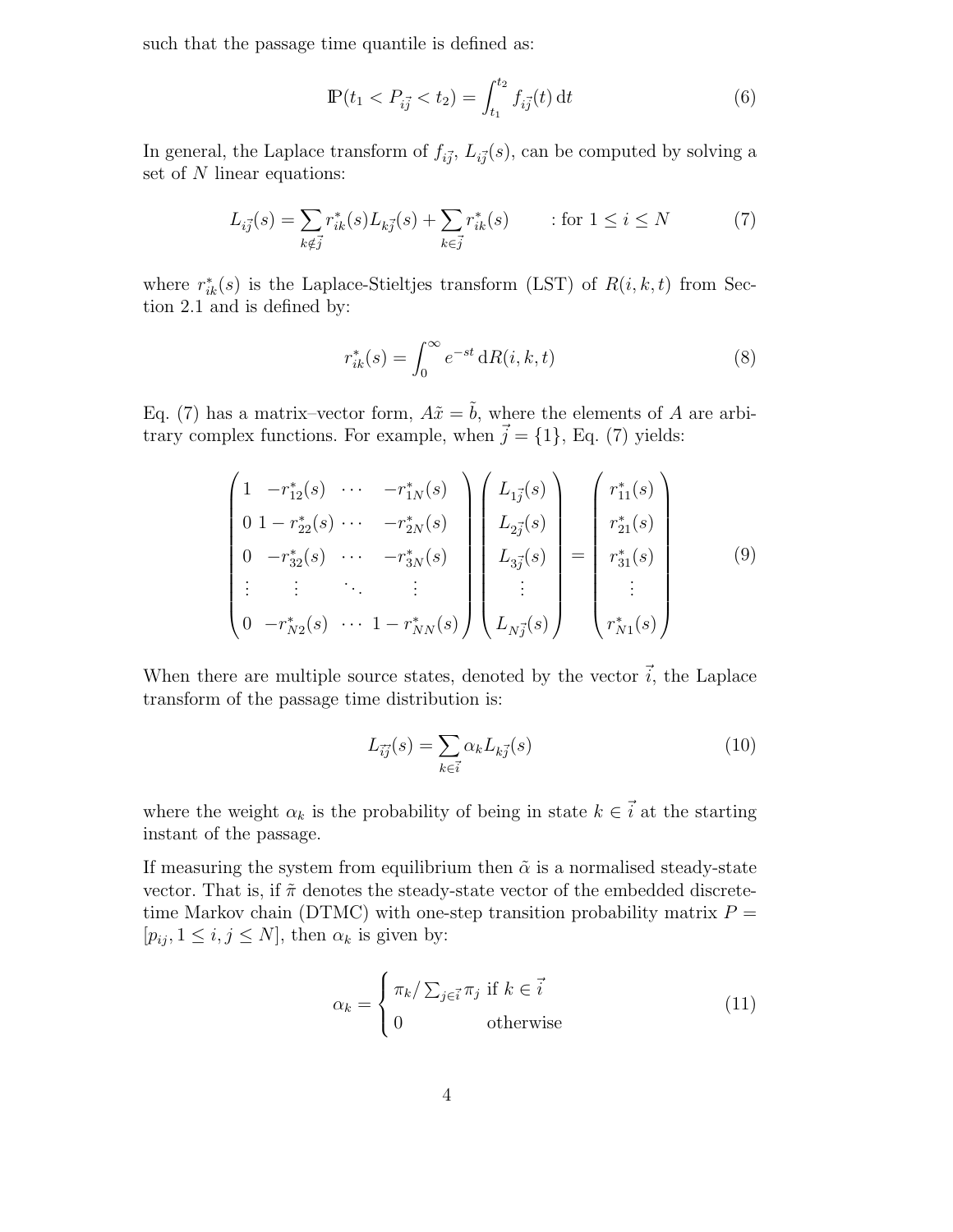such that the passage time quantile is defined as:

$$\mathbb{P}(t_1 < P_{i\vec{j}} < t_2) = \int_{t_1}^{t_2} f_{i\vec{j}}(t)\, \mathrm{d}t \tag{6}$$

In general, the Laplace transform of $f_{i\vec{j}}$, $L_{i\vec{j}}(s)$, can be computed by solving a set of $N$ linear equations:

$$L_{i\vec{j}}(s) = \sum_{k \notin \vec{j}} r^*_{ik}(s) L_{k\vec{j}}(s) + \sum_{k \in \vec{j}} r^*_{ik}(s) \qquad : \text{for } 1 \leq i \leq N \tag{7}$$

where $r^*_{ik}(s)$ is the Laplace-Stieltjes transform (LST) of $R(i, k, t)$ from Section 2.1 and is defined by:

$$r^*_{ik}(s) = \int_0^\infty e^{-st}\, \mathrm{d}R(i, k, t) \tag{8}$$

Eq. (7) has a matrix–vector form, $A\tilde{x} = \tilde{b}$, where the elements of $A$ are arbitrary complex functions. For example, when $\vec{j} = \{1\}$, Eq. (7) yields:

$$\begin{pmatrix} 1 & -r^*_{12}(s) & \cdots & -r^*_{1N}(s) \\ 0 & 1 - r^*_{22}(s) & \cdots & -r^*_{2N}(s) \\ 0 & -r^*_{32}(s) & \cdots & -r^*_{3N}(s) \\ \vdots & \vdots & \ddots & \vdots \\ 0 & -r^*_{N2}(s) & \cdots & 1 - r^*_{NN}(s) \end{pmatrix} \begin{pmatrix} L_{1\vec{j}}(s) \\ L_{2\vec{j}}(s) \\ L_{3\vec{j}}(s) \\ \vdots \\ L_{N\vec{j}}(s) \end{pmatrix} = \begin{pmatrix} r^*_{11}(s) \\ r^*_{21}(s) \\ r^*_{31}(s) \\ \vdots \\ r^*_{N1}(s) \end{pmatrix} \tag{9}$$

When there are multiple source states, denoted by the vector $\vec{i}$, the Laplace transform of the passage time distribution is:

$$L_{\vec{i}\vec{j}}(s) = \sum_{k \in \vec{i}} \alpha_k L_{k\vec{j}}(s) \tag{10}$$

where the weight $\alpha_k$ is the probability of being in state $k \in \vec{i}$ at the starting instant of the passage.

If measuring the system from equilibrium then $\tilde{\alpha}$ is a normalised steady-state vector. That is, if $\tilde{\pi}$ denotes the steady-state vector of the embedded discrete-time Markov chain (DTMC) with one-step transition probability matrix $P = [p_{ij}, 1 \leq i, j \leq N]$, then $\alpha_k$ is given by:

$$\alpha_k = \begin{cases} \pi_k / \sum_{j \in \vec{i}} \pi_j & \text{if } k \in \vec{i} \\ 0 & \text{otherwise} \end{cases} \tag{11}$$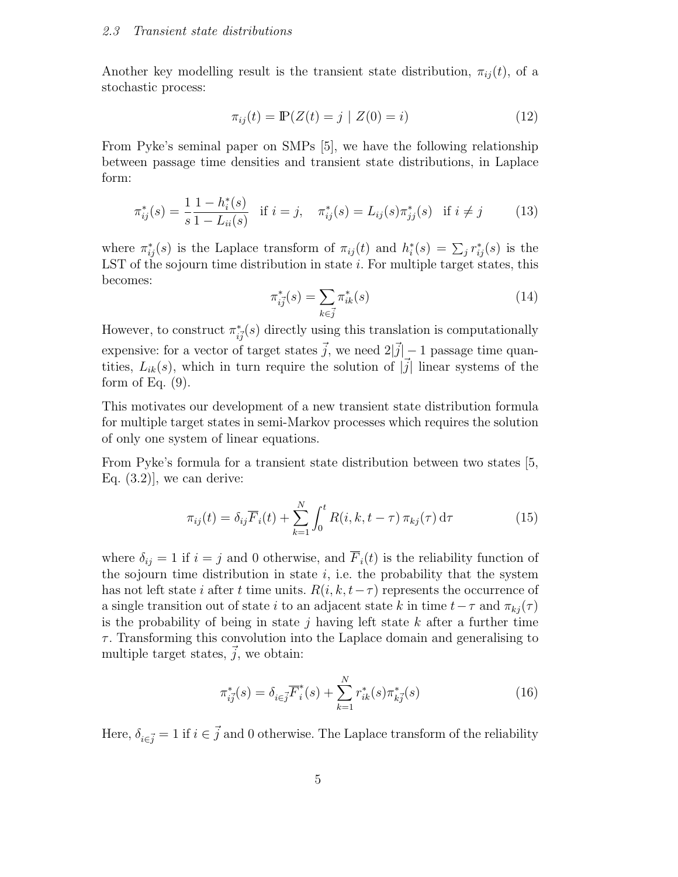### 2.3 Transient state distributions

Another key modelling result is the transient state distribution, $\pi_{ij}(t)$, of a stochastic process:

$$\pi_{ij}(t) = \mathbb{P}(Z(t) = j \mid Z(0) = i) \tag{12}$$

From Pyke's seminal paper on SMPs [5], we have the following relationship between passage time densities and transient state distributions, in Laplace form:

$$\pi^*_{ij}(s) = \frac{1}{s}\frac{1 - h^*_i(s)}{1 - L_{ii}(s)} \quad \text{if } i = j, \quad \pi^*_{ij}(s) = L_{ij}(s)\pi^*_{jj}(s) \quad \text{if } i \neq j \tag{13}$$

where $\pi^*_{ij}(s)$ is the Laplace transform of $\pi_{ij}(t)$ and $h^*_i(s) = \sum_j r^*_{ij}(s)$ is the LST of the sojourn time distribution in state $i$. For multiple target states, this becomes:

$$\pi^*_{i\vec{j}}(s) = \sum_{k \in \vec{j}} \pi^*_{ik}(s) \tag{14}$$

However, to construct $\pi^*_{i\vec{j}}(s)$ directly using this translation is computationally expensive: for a vector of target states $\vec{j}$, we need $2|\vec{j}| - 1$ passage time quantities, $L_{ik}(s)$, which in turn require the solution of $|\vec{j}|$ linear systems of the form of Eq. (9).

This motivates our development of a new transient state distribution formula for multiple target states in semi-Markov processes which requires the solution of only one system of linear equations.

From Pyke's formula for a transient state distribution between two states [5, Eq. (3.2)], we can derive:

$$\pi_{ij}(t) = \delta_{ij}\overline{F}_i(t) + \sum_{k=1}^{N} \int_0^t R(i, k, t - \tau)\, \pi_{kj}(\tau)\, \mathrm{d}\tau \tag{15}$$

where $\delta_{ij} = 1$ if $i = j$ and 0 otherwise, and $\overline{F}_i(t)$ is the reliability function of the sojourn time distribution in state $i$, i.e. the probability that the system has not left state $i$ after $t$ time units. $R(i, k, t - \tau)$ represents the occurrence of a single transition out of state $i$ to an adjacent state $k$ in time $t - \tau$ and $\pi_{kj}(\tau)$ is the probability of being in state $j$ having left state $k$ after a further time $\tau$. Transforming this convolution into the Laplace domain and generalising to multiple target states, $\vec{j}$, we obtain:

$$\pi^*_{i\vec{j}}(s) = \delta_{i \in \vec{j}}\overline{F}^*_i(s) + \sum_{k=1}^{N} r^*_{ik}(s)\pi^*_{k\vec{j}}(s) \tag{16}$$

Here, $\delta_{i \in \vec{j}} = 1$ if $i \in \vec{j}$ and 0 otherwise. The Laplace transform of the reliability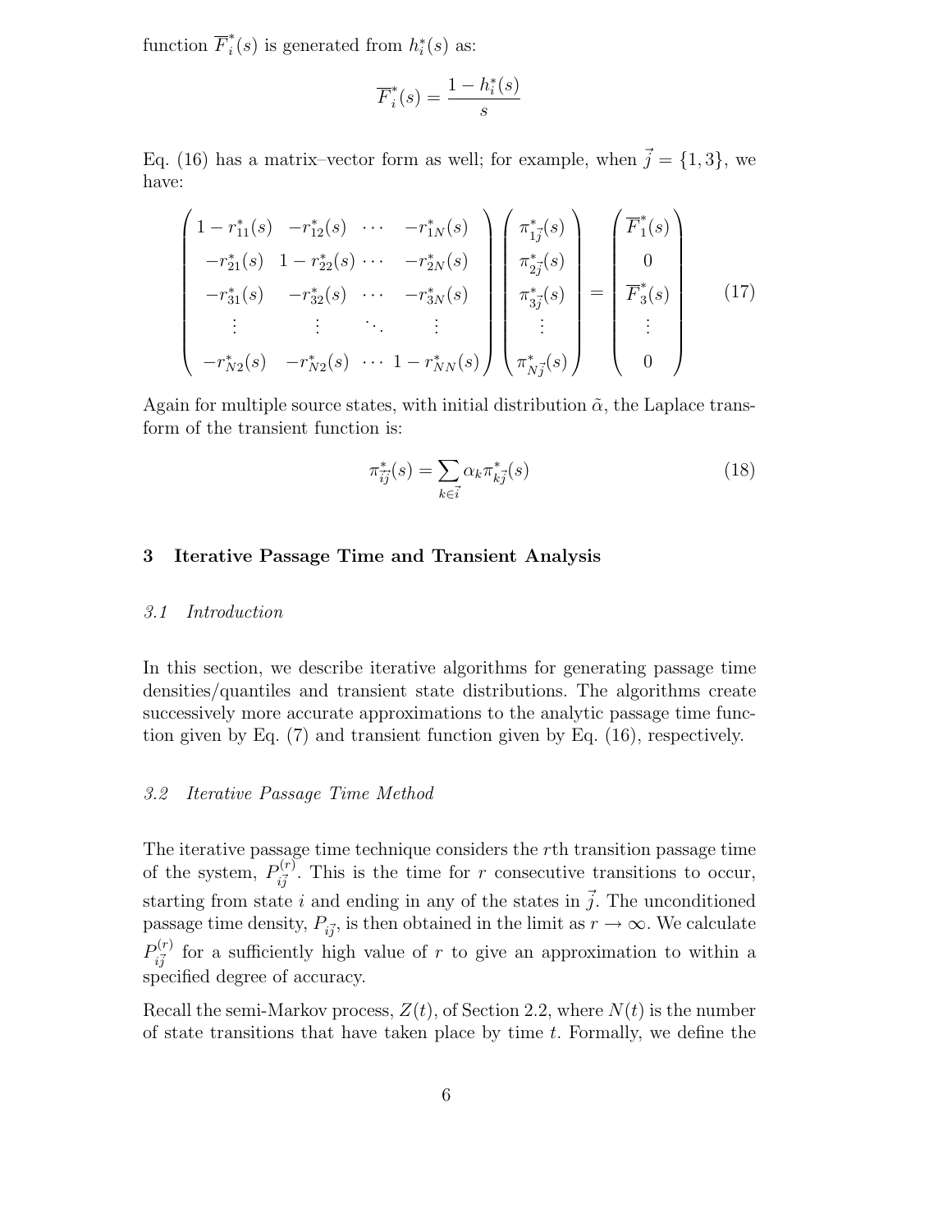function $\overline{F}_i^*(s)$ is generated from $h_i^*(s)$ as:

$$\overline{F}_i^*(s) = \frac{1 - h_i^*(s)}{s}$$

Eq. (16) has a matrix–vector form as well; for example, when $\vec{j} = \{1, 3\}$, we have:

$$\begin{pmatrix} 1 - r_{11}^*(s) & -r_{12}^*(s) & \cdots & -r_{1N}^*(s) \\ -r_{21}^*(s) & 1 - r_{22}^*(s) & \cdots & -r_{2N}^*(s) \\ -r_{31}^*(s) & -r_{32}^*(s) & \cdots & -r_{3N}^*(s) \\ \vdots & \vdots & \ddots & \vdots \\ -r_{N2}^*(s) & -r_{N2}^*(s) & \cdots & 1 - r_{NN}^*(s) \end{pmatrix} \begin{pmatrix} \pi_{1\vec{j}}^*(s) \\ \pi_{2\vec{j}}^*(s) \\ \pi_{3\vec{j}}^*(s) \\ \vdots \\ \pi_{N\vec{j}}^*(s) \end{pmatrix} = \begin{pmatrix} \overline{F}_1^*(s) \\ 0 \\ \overline{F}_3^*(s) \\ \vdots \\ 0 \end{pmatrix} \tag{17}$$

Again for multiple source states, with initial distribution $\tilde{\alpha}$, the Laplace transform of the transient function is:

$$\pi_{\vec{i}\vec{j}}^*(s) = \sum_{k \in \vec{i}} \alpha_k \pi_{k\vec{j}}^*(s) \tag{18}$$

## 3 Iterative Passage Time and Transient Analysis

### *3.1 Introduction*

In this section, we describe iterative algorithms for generating passage time densities/quantiles and transient state distributions. The algorithms create successively more accurate approximations to the analytic passage time function given by Eq. (7) and transient function given by Eq. (16), respectively.

### *3.2 Iterative Passage Time Method*

The iterative passage time technique considers the $r$th transition passage time of the system, $P_{i\vec{j}}^{(r)}$. This is the time for $r$ consecutive transitions to occur, starting from state $i$ and ending in any of the states in $\vec{j}$. The unconditioned passage time density, $P_{i\vec{j}}$, is then obtained in the limit as $r \to \infty$. We calculate $P_{i\vec{j}}^{(r)}$ for a sufficiently high value of $r$ to give an approximation to within a specified degree of accuracy.

Recall the semi-Markov process, $Z(t)$, of Section 2.2, where $N(t)$ is the number of state transitions that have taken place by time $t$. Formally, we define the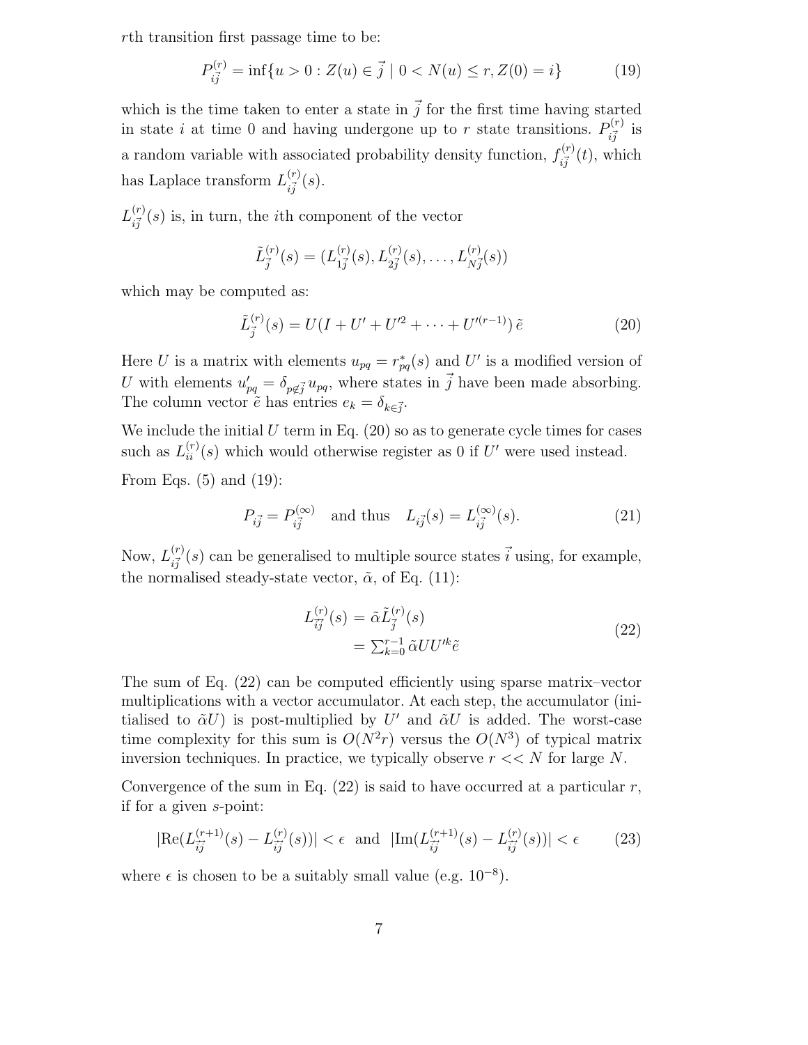$r$th transition first passage time to be:

$$P_{i\vec{j}}^{(r)} = \inf\{u > 0 : Z(u) \in \vec{j} \mid 0 < N(u) \leq r, Z(0) = i\} \tag{19}$$

which is the time taken to enter a state in $\vec{j}$ for the first time having started in state $i$ at time 0 and having undergone up to $r$ state transitions. $P_{i\vec{j}}^{(r)}$ is a random variable with associated probability density function, $f_{i\vec{j}}^{(r)}(t)$, which has Laplace transform $L_{i\vec{j}}^{(r)}(s)$.

$L_{i\vec{j}}^{(r)}(s)$ is, in turn, the $i$th component of the vector

$$\tilde{L}_{\vec{j}}^{(r)}(s) = (L_{1\vec{j}}^{(r)}(s), L_{2\vec{j}}^{(r)}(s), \ldots, L_{N\vec{j}}^{(r)}(s))$$

which may be computed as:

$$\tilde{L}_{\vec{j}}^{(r)}(s) = U(I + U' + U'^2 + \cdots + U'^{(r-1)})\, \tilde{e} \tag{20}$$

Here $U$ is a matrix with elements $u_{pq} = r_{pq}^*(s)$ and $U'$ is a modified version of $U$ with elements $u'_{pq} = \delta_{p \notin \vec{j}}\, u_{pq}$, where states in $\vec{j}$ have been made absorbing. The column vector $\tilde{e}$ has entries $e_k = \delta_{k \in \vec{j}}$.

We include the initial $U$ term in Eq. (20) so as to generate cycle times for cases such as $L_{ii}^{(r)}(s)$ which would otherwise register as 0 if $U'$ were used instead.

From Eqs. (5) and (19):

$$P_{i\vec{j}} = P_{i\vec{j}}^{(\infty)} \quad \text{and thus} \quad L_{i\vec{j}}(s) = L_{i\vec{j}}^{(\infty)}(s). \tag{21}$$

Now, $L_{i\vec{j}}^{(r)}(s)$ can be generalised to multiple source states $\vec{i}$ using, for example, the normalised steady-state vector, $\tilde{\alpha}$, of Eq. (11):

$$\begin{aligned} L_{\vec{i}\vec{j}}^{(r)}(s) &= \tilde{\alpha} \tilde{L}_{\vec{j}}^{(r)}(s) \\ &= \textstyle\sum_{k=0}^{r-1} \tilde{\alpha} U U'^k \tilde{e} \end{aligned} \tag{22}$$

The sum of Eq. (22) can be computed efficiently using sparse matrix–vector multiplications with a vector accumulator. At each step, the accumulator (initialised to $\tilde{\alpha}U$) is post-multiplied by $U'$ and $\tilde{\alpha}U$ is added. The worst-case time complexity for this sum is $O(N^2 r)$ versus the $O(N^3)$ of typical matrix inversion techniques. In practice, we typically observe $r << N$ for large $N$.

Convergence of the sum in Eq. (22) is said to have occurred at a particular $r$, if for a given $s$-point:

$$|\text{Re}(L_{\vec{i}\vec{j}}^{(r+1)}(s) - L_{\vec{i}\vec{j}}^{(r)}(s))| < \epsilon \;\; \text{and} \;\; |\text{Im}(L_{\vec{i}\vec{j}}^{(r+1)}(s) - L_{\vec{i}\vec{j}}^{(r)}(s))| < \epsilon \tag{23}$$

where $\epsilon$ is chosen to be a suitably small value (e.g. $10^{-8}$).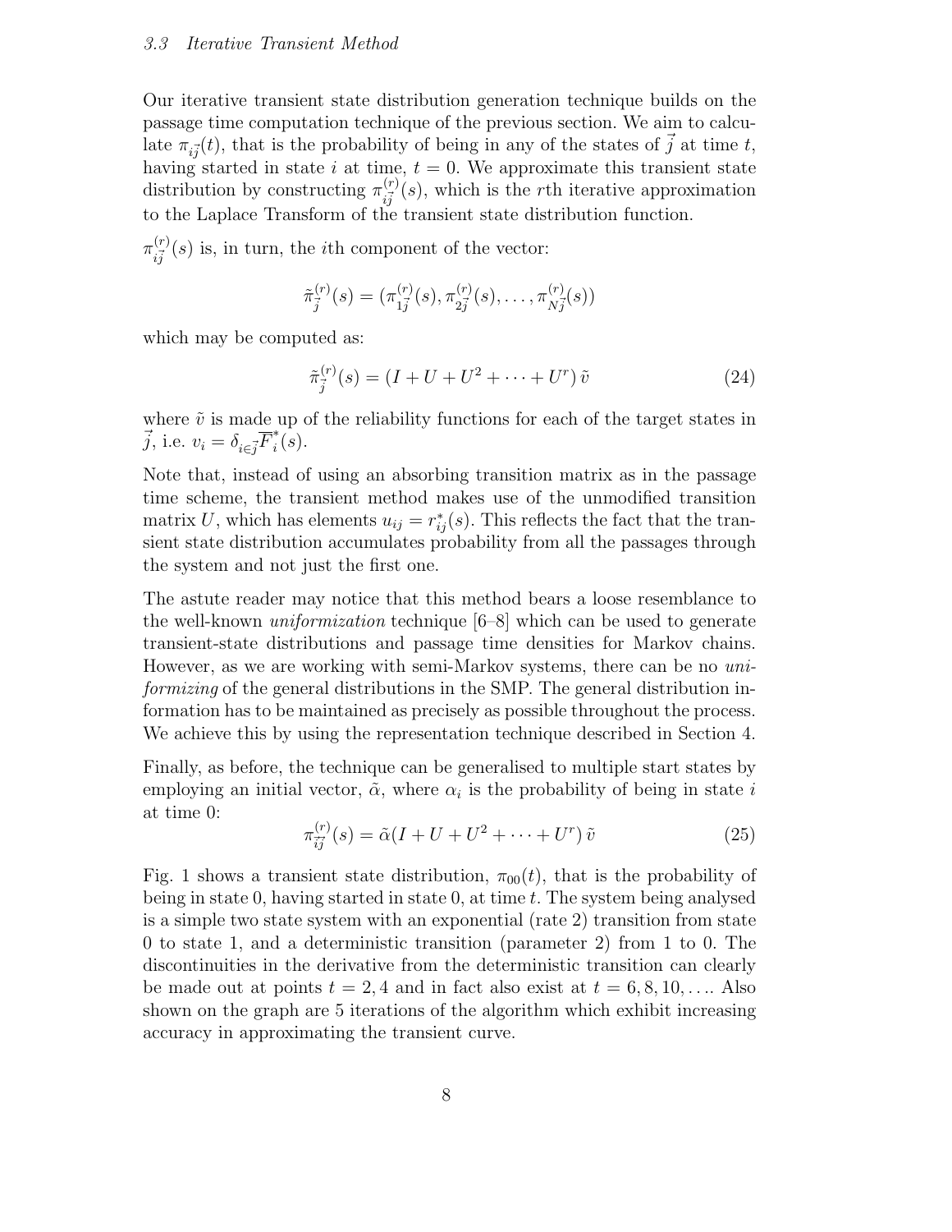### 3.3 Iterative Transient Method

Our iterative transient state distribution generation technique builds on the passage time computation technique of the previous section. We aim to calculate $\pi_{i\vec{j}}(t)$, that is the probability of being in any of the states of $\vec{j}$ at time $t$, having started in state $i$ at time, $t = 0$. We approximate this transient state distribution by constructing $\pi^{(r)}_{i\vec{j}}(s)$, which is the $r$th iterative approximation to the Laplace Transform of the transient state distribution function.

$\pi^{(r)}_{i\vec{j}}(s)$ is, in turn, the $i$th component of the vector:

$$\tilde{\pi}^{(r)}_{\vec{j}}(s) = (\pi^{(r)}_{1\vec{j}}(s), \pi^{(r)}_{2\vec{j}}(s), \ldots, \pi^{(r)}_{N\vec{j}}(s))$$

which may be computed as:

$$\tilde{\pi}^{(r)}_{\vec{j}}(s) = (I + U + U^2 + \cdots + U^r)\, \tilde{v} \tag{24}$$

where $\tilde{v}$ is made up of the reliability functions for each of the target states in $\vec{j}$, i.e. $v_i = \delta_{i \in \vec{j}} \overline{F}^*_i(s)$.

Note that, instead of using an absorbing transition matrix as in the passage time scheme, the transient method makes use of the unmodified transition matrix $U$, which has elements $u_{ij} = r^*_{ij}(s)$. This reflects the fact that the transient state distribution accumulates probability from all the passages through the system and not just the first one.

The astute reader may notice that this method bears a loose resemblance to the well-known *uniformization* technique [6–8] which can be used to generate transient-state distributions and passage time densities for Markov chains. However, as we are working with semi-Markov systems, there can be no *uniformizing* of the general distributions in the SMP. The general distribution information has to be maintained as precisely as possible throughout the process. We achieve this by using the representation technique described in Section 4.

Finally, as before, the technique can be generalised to multiple start states by employing an initial vector, $\tilde{\alpha}$, where $\alpha_i$ is the probability of being in state $i$ at time 0:

$$\pi^{(r)}_{i\vec{j}}(s) = \tilde{\alpha}(I + U + U^2 + \cdots + U^r)\, \tilde{v} \tag{25}$$

Fig. 1 shows a transient state distribution, $\pi_{00}(t)$, that is the probability of being in state 0, having started in state 0, at time $t$. The system being analysed is a simple two state system with an exponential (rate 2) transition from state 0 to state 1, and a deterministic transition (parameter 2) from 1 to 0. The discontinuities in the derivative from the deterministic transition can clearly be made out at points $t = 2, 4$ and in fact also exist at $t = 6, 8, 10, \ldots$. Also shown on the graph are 5 iterations of the algorithm which exhibit increasing accuracy in approximating the transient curve.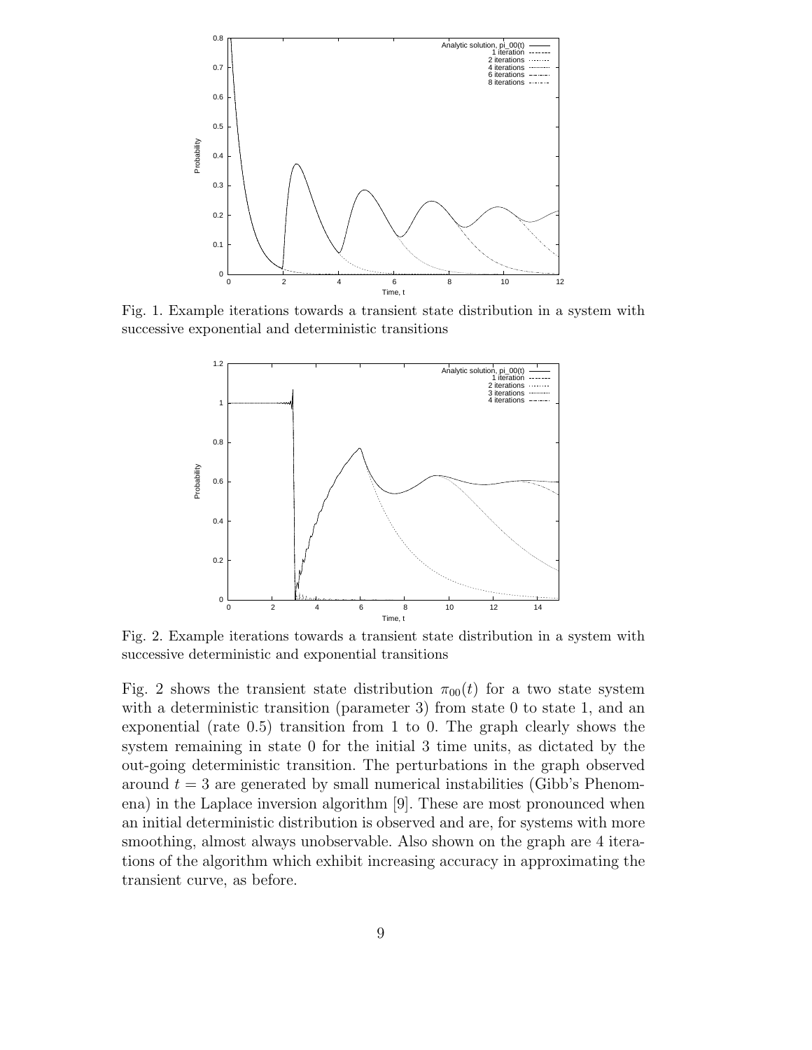Fig. 1. Example iterations towards a transient state distribution in a system with successive exponential and deterministic transitions

Fig. 2. Example iterations towards a transient state distribution in a system with successive deterministic and exponential transitions

Fig. 2 shows the transient state distribution $\pi_{00}(t)$ for a two state system with a deterministic transition (parameter 3) from state 0 to state 1, and an exponential (rate 0.5) transition from 1 to 0. The graph clearly shows the system remaining in state 0 for the initial 3 time units, as dictated by the out-going deterministic transition. The perturbations in the graph observed around $t = 3$ are generated by small numerical instabilities (Gibb's Phenomena) in the Laplace inversion algorithm [9]. These are most pronounced when an initial deterministic distribution is observed and are, for systems with more smoothing, almost always unobservable. Also shown on the graph are 4 iterations of the algorithm which exhibit increasing accuracy in approximating the transient curve, as before.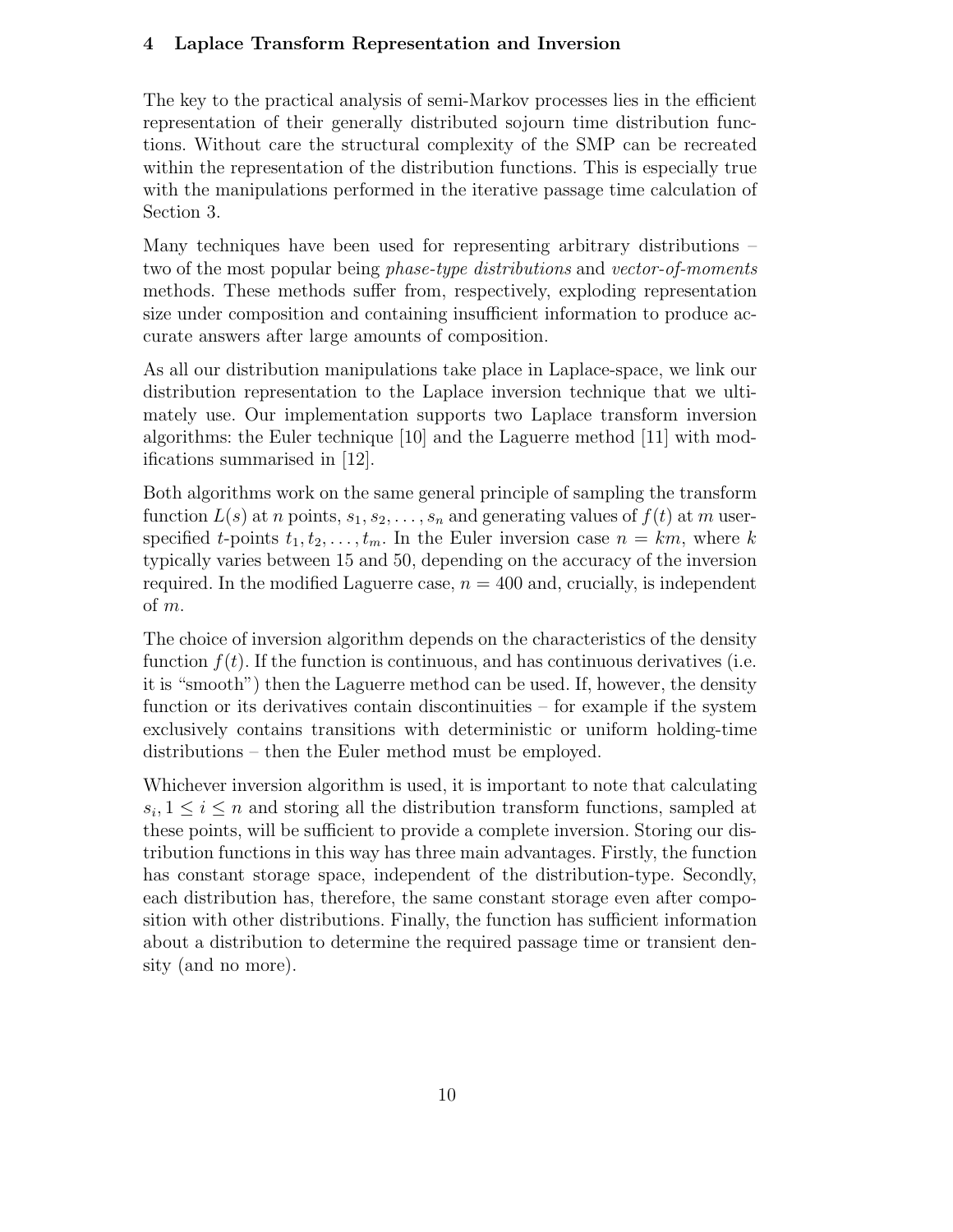## 4 Laplace Transform Representation and Inversion

The key to the practical analysis of semi-Markov processes lies in the efficient representation of their generally distributed sojourn time distribution functions. Without care the structural complexity of the SMP can be recreated within the representation of the distribution functions. This is especially true with the manipulations performed in the iterative passage time calculation of Section 3.

Many techniques have been used for representing arbitrary distributions – two of the most popular being *phase-type distributions* and *vector-of-moments* methods. These methods suffer from, respectively, exploding representation size under composition and containing insufficient information to produce accurate answers after large amounts of composition.

As all our distribution manipulations take place in Laplace-space, we link our distribution representation to the Laplace inversion technique that we ultimately use. Our implementation supports two Laplace transform inversion algorithms: the Euler technique [10] and the Laguerre method [11] with modifications summarised in [12].

Both algorithms work on the same general principle of sampling the transform function $L(s)$ at $n$ points, $s_1, s_2, \ldots, s_n$ and generating values of $f(t)$ at $m$ user-specified $t$-points $t_1, t_2, \ldots, t_m$. In the Euler inversion case $n = km$, where $k$ typically varies between 15 and 50, depending on the accuracy of the inversion required. In the modified Laguerre case, $n = 400$ and, crucially, is independent of $m$.

The choice of inversion algorithm depends on the characteristics of the density function $f(t)$. If the function is continuous, and has continuous derivatives (i.e. it is "smooth") then the Laguerre method can be used. If, however, the density function or its derivatives contain discontinuities – for example if the system exclusively contains transitions with deterministic or uniform holding-time distributions – then the Euler method must be employed.

Whichever inversion algorithm is used, it is important to note that calculating $s_i, 1 \leq i \leq n$ and storing all the distribution transform functions, sampled at these points, will be sufficient to provide a complete inversion. Storing our distribution functions in this way has three main advantages. Firstly, the function has constant storage space, independent of the distribution-type. Secondly, each distribution has, therefore, the same constant storage even after composition with other distributions. Finally, the function has sufficient information about a distribution to determine the required passage time or transient density (and no more).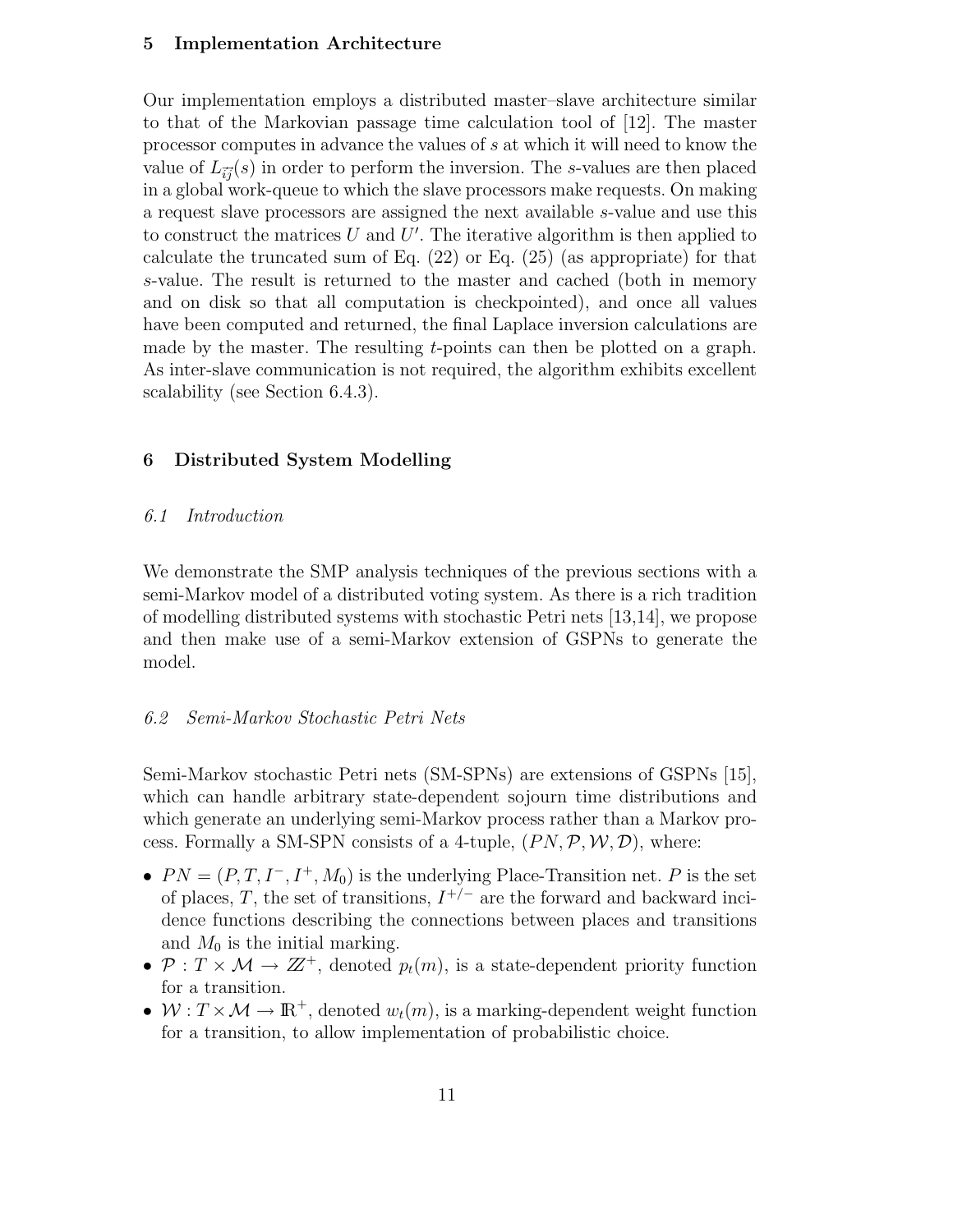## 5 Implementation Architecture

Our implementation employs a distributed master–slave architecture similar to that of the Markovian passage time calculation tool of [12]. The master processor computes in advance the values of $s$ at which it will need to know the value of $L_{\vec{i}j}(s)$ in order to perform the inversion. The $s$-values are then placed in a global work-queue to which the slave processors make requests. On making a request slave processors are assigned the next available $s$-value and use this to construct the matrices $U$ and $U'$. The iterative algorithm is then applied to calculate the truncated sum of Eq. (22) or Eq. (25) (as appropriate) for that $s$-value. The result is returned to the master and cached (both in memory and on disk so that all computation is checkpointed), and once all values have been computed and returned, the final Laplace inversion calculations are made by the master. The resulting $t$-points can then be plotted on a graph. As inter-slave communication is not required, the algorithm exhibits excellent scalability (see Section 6.4.3).

## 6 Distributed System Modelling

### *6.1 Introduction*

We demonstrate the SMP analysis techniques of the previous sections with a semi-Markov model of a distributed voting system. As there is a rich tradition of modelling distributed systems with stochastic Petri nets [13,14], we propose and then make use of a semi-Markov extension of GSPNs to generate the model.

### *6.2 Semi-Markov Stochastic Petri Nets*

Semi-Markov stochastic Petri nets (SM-SPNs) are extensions of GSPNs [15], which can handle arbitrary state-dependent sojourn time distributions and which generate an underlying semi-Markov process rather than a Markov process. Formally a SM-SPN consists of a 4-tuple, $(PN, \mathcal{P}, \mathcal{W}, \mathcal{D})$, where:

- $PN = (P, T, I^-, I^+, M_0)$ is the underlying Place-Transition net. $P$ is the set of places, $T$, the set of transitions, $I^{+/-}$ are the forward and backward incidence functions describing the connections between places and transitions and $M_0$ is the initial marking.
- $\mathcal{P} : T \times \mathcal{M} \to \mathbb{Z}^+$, denoted $p_t(m)$, is a state-dependent priority function for a transition.
- $\mathcal{W} : T \times \mathcal{M} \to \mathbb{R}^+$, denoted $w_t(m)$, is a marking-dependent weight function for a transition, to allow implementation of probabilistic choice.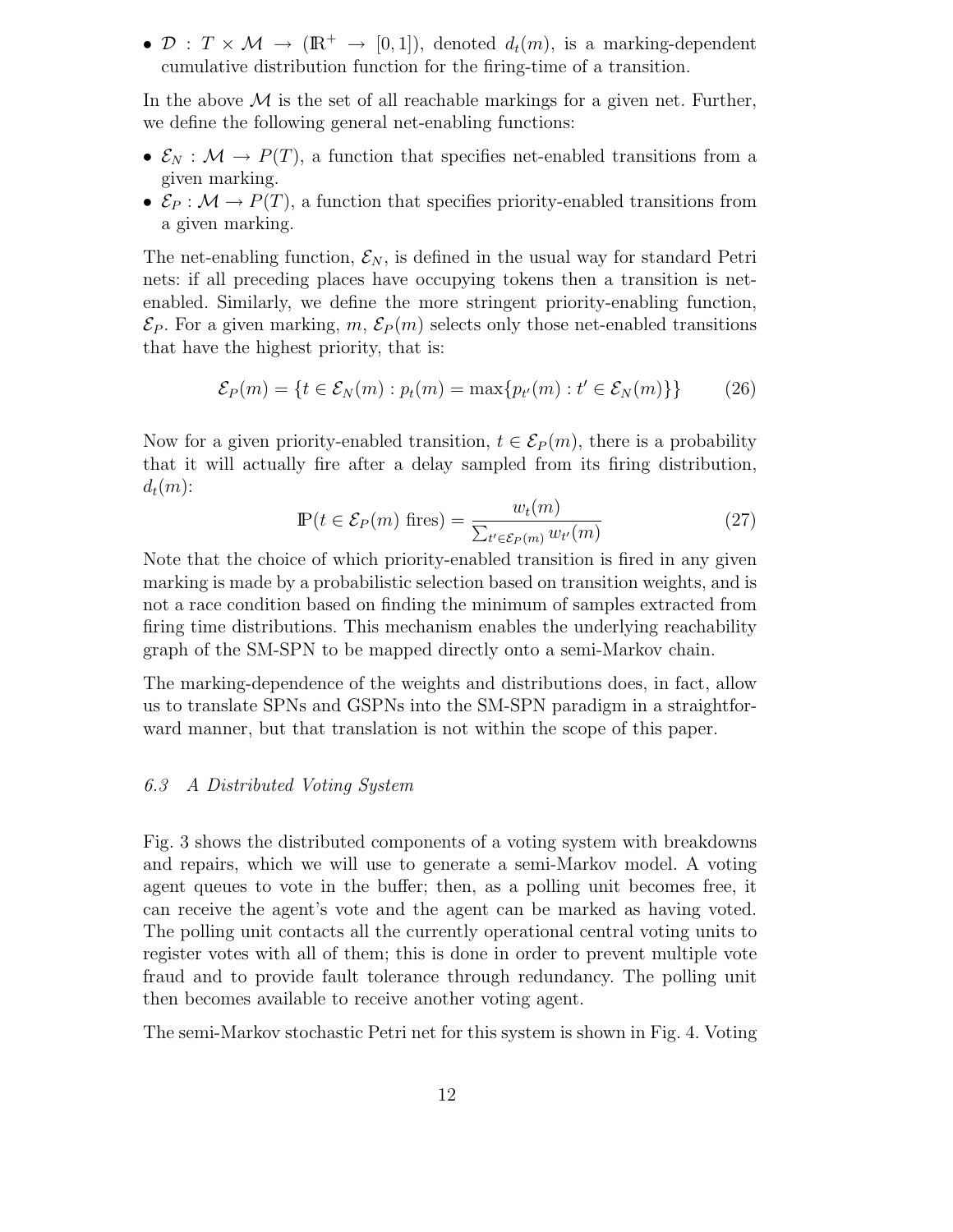- $\mathcal{D} : T \times \mathcal{M} \to (\mathbb{R}^+ \to [0,1])$, denoted $d_t(m)$, is a marking-dependent cumulative distribution function for the firing-time of a transition.

In the above $\mathcal{M}$ is the set of all reachable markings for a given net. Further, we define the following general net-enabling functions:

- $\mathcal{E}_N : \mathcal{M} \to P(T)$, a function that specifies net-enabled transitions from a given marking.
- $\mathcal{E}_P : \mathcal{M} \to P(T)$, a function that specifies priority-enabled transitions from a given marking.

The net-enabling function, $\mathcal{E}_N$, is defined in the usual way for standard Petri nets: if all preceding places have occupying tokens then a transition is net-enabled. Similarly, we define the more stringent priority-enabling function, $\mathcal{E}_P$. For a given marking, $m$, $\mathcal{E}_P(m)$ selects only those net-enabled transitions that have the highest priority, that is:

$$\mathcal{E}_P(m) = \{t \in \mathcal{E}_N(m) : p_t(m) = \max\{p_{t'}(m) : t' \in \mathcal{E}_N(m)\}\} \tag{26}$$

Now for a given priority-enabled transition, $t \in \mathcal{E}_P(m)$, there is a probability that it will actually fire after a delay sampled from its firing distribution, $d_t(m)$:

$$\mathbb{P}(t \in \mathcal{E}_P(m) \text{ fires}) = \frac{w_t(m)}{\sum_{t' \in \mathcal{E}_P(m)} w_{t'}(m)} \tag{27}$$

Note that the choice of which priority-enabled transition is fired in any given marking is made by a probabilistic selection based on transition weights, and is not a race condition based on finding the minimum of samples extracted from firing time distributions. This mechanism enables the underlying reachability graph of the SM-SPN to be mapped directly onto a semi-Markov chain.

The marking-dependence of the weights and distributions does, in fact, allow us to translate SPNs and GSPNs into the SM-SPN paradigm in a straightforward manner, but that translation is not within the scope of this paper.

### *6.3 A Distributed Voting System*

Fig. 3 shows the distributed components of a voting system with breakdowns and repairs, which we will use to generate a semi-Markov model. A voting agent queues to vote in the buffer; then, as a polling unit becomes free, it can receive the agent's vote and the agent can be marked as having voted. The polling unit contacts all the currently operational central voting units to register votes with all of them; this is done in order to prevent multiple vote fraud and to provide fault tolerance through redundancy. The polling unit then becomes available to receive another voting agent.

The semi-Markov stochastic Petri net for this system is shown in Fig. 4. Voting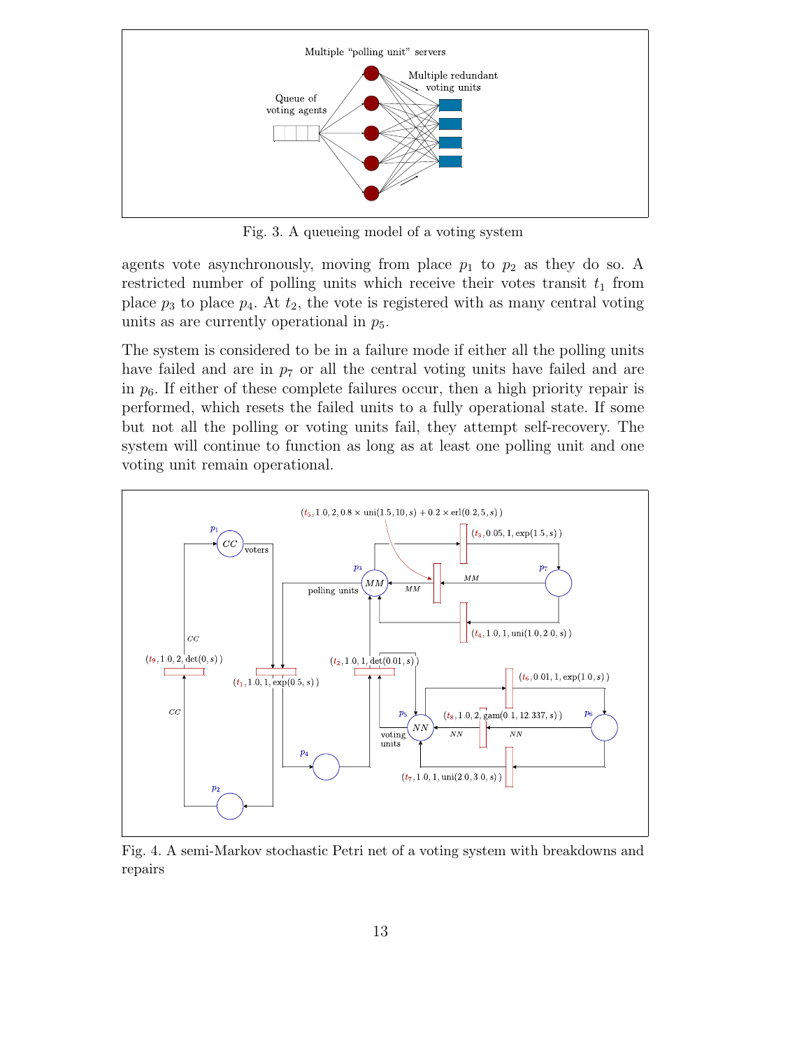Fig. 3. A queueing model of a voting system

agents vote asynchronously, moving from place $p_1$ to $p_2$ as they do so. A restricted number of polling units which receive their votes transit $t_1$ from place $p_3$ to place $p_4$. At $t_2$, the vote is registered with as many central voting units as are currently operational in $p_5$.

The system is considered to be in a failure mode if either all the polling units have failed and are in $p_7$ or all the central voting units have failed and are in $p_6$. If either of these complete failures occur, then a high priority repair is performed, which resets the failed units to a fully operational state. If some but not all the polling or voting units fail, they attempt self-recovery. The system will continue to function as long as at least one polling unit and one voting unit remain operational.

Fig. 4. A semi-Markov stochastic Petri net of a voting system with breakdowns and repairs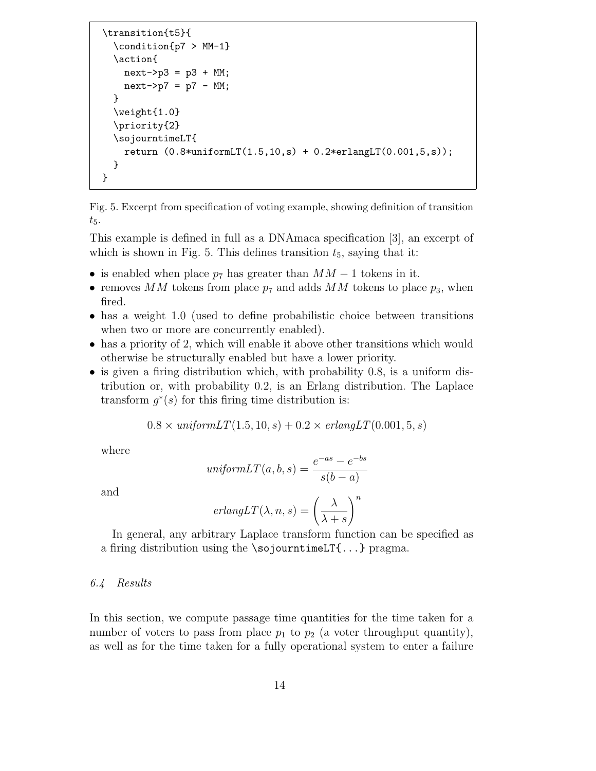```
\transition{t5}{
  \condition{p7 > MM-1}
  \action{
    next->p3 = p3 + MM;
    next->p7 = p7 - MM;
  }
  \weight{1.0}
  \priority{2}
  \sojourntimeLT{
    return (0.8*uniformLT(1.5,10,s) + 0.2*erlangLT(0.001,5,s));
  }
}
```

Fig. 5. Excerpt from specification of voting example, showing definition of transition $t_5$.

This example is defined in full as a DNAmaca specification [3], an excerpt of which is shown in Fig. 5. This defines transition $t_5$, saying that it:

- is enabled when place $p_7$ has greater than $MM - 1$ tokens in it.
- removes $MM$ tokens from place $p_7$ and adds $MM$ tokens to place $p_3$, when fired.
- has a weight 1.0 (used to define probabilistic choice between transitions when two or more are concurrently enabled).
- has a priority of 2, which will enable it above other transitions which would otherwise be structurally enabled but have a lower priority.
- is given a firing distribution which, with probability 0.8, is a uniform distribution or, with probability 0.2, is an Erlang distribution. The Laplace transform $g^*(s)$ for this firing time distribution is:

  $$0.8 \times \mathit{uniformLT}(1.5, 10, s) + 0.2 \times \mathit{erlangLT}(0.001, 5, s)$$

  where

  $$\mathit{uniformLT}(a, b, s) = \frac{e^{-as} - e^{-bs}}{s(b - a)}$$

  and

  $$\mathit{erlangLT}(\lambda, n, s) = \left(\frac{\lambda}{\lambda + s}\right)^n$$

  In general, any arbitrary Laplace transform function can be specified as a firing distribution using the `\sojourntimeLT{...}` pragma.

### 6.4 Results

In this section, we compute passage time quantities for the time taken for a number of voters to pass from place $p_1$ to $p_2$ (a voter throughput quantity), as well as for the time taken for a fully operational system to enter a failure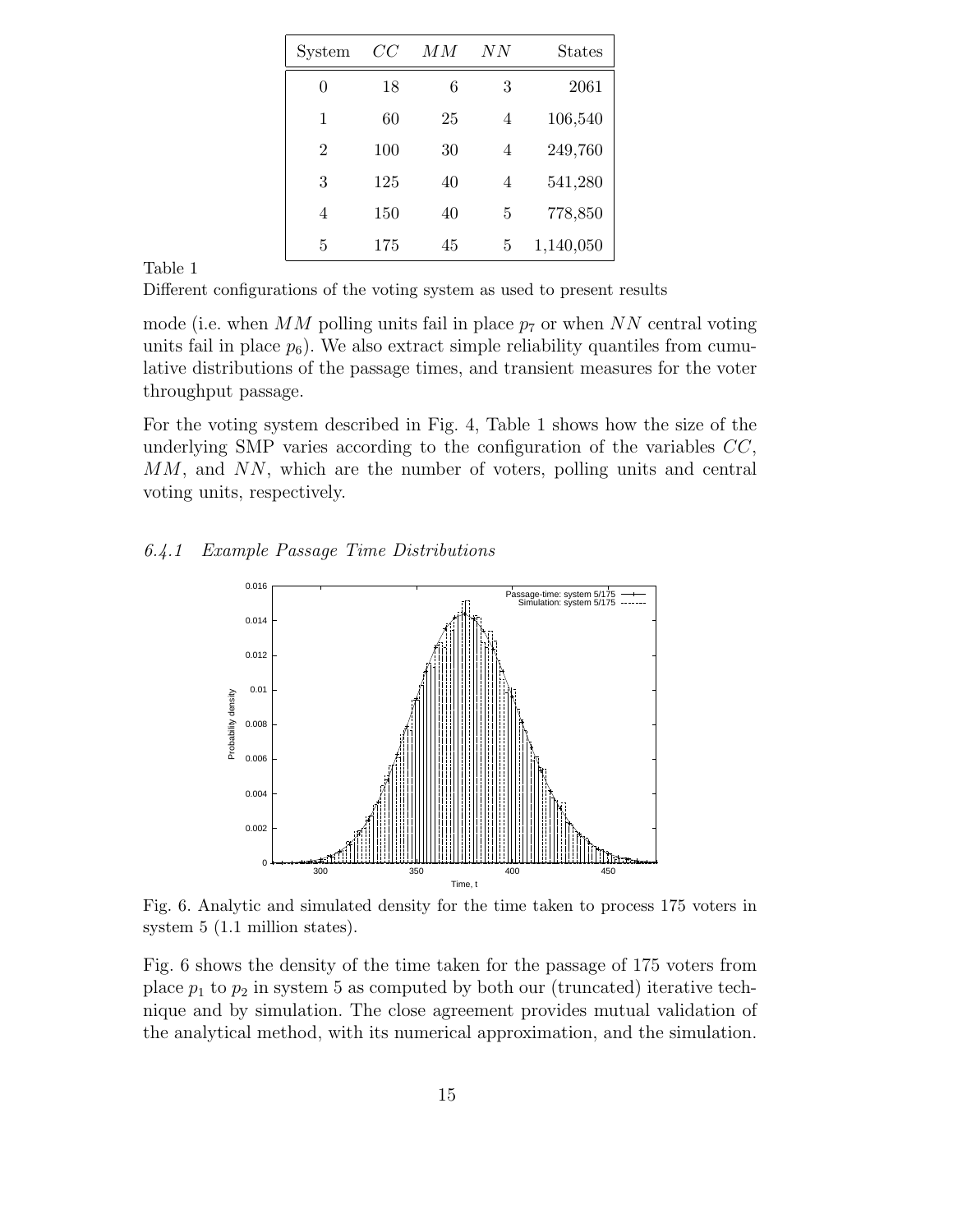| System | $CC$ | $MM$ | $NN$ | States |
|---|---|---|---|---|
| 0 | 18 | 6 | 3 | 2061 |
| 1 | 60 | 25 | 4 | 106,540 |
| 2 | 100 | 30 | 4 | 249,760 |
| 3 | 125 | 40 | 4 | 541,280 |
| 4 | 150 | 40 | 5 | 778,850 |
| 5 | 175 | 45 | 5 | 1,140,050 |

Table 1

Different configurations of the voting system as used to present results

mode (i.e. when $MM$ polling units fail in place $p_7$ or when $NN$ central voting units fail in place $p_6$). We also extract simple reliability quantiles from cumulative distributions of the passage times, and transient measures for the voter throughput passage.

For the voting system described in Fig. 4, Table 1 shows how the size of the underlying SMP varies according to the configuration of the variables $CC$, $MM$, and $NN$, which are the number of voters, polling units and central voting units, respectively.

### *6.4.1 Example Passage Time Distributions*

Fig. 6. Analytic and simulated density for the time taken to process 175 voters in system 5 (1.1 million states).

Fig. 6 shows the density of the time taken for the passage of 175 voters from place $p_1$ to $p_2$ in system 5 as computed by both our (truncated) iterative technique and by simulation. The close agreement provides mutual validation of the analytical method, with its numerical approximation, and the simulation.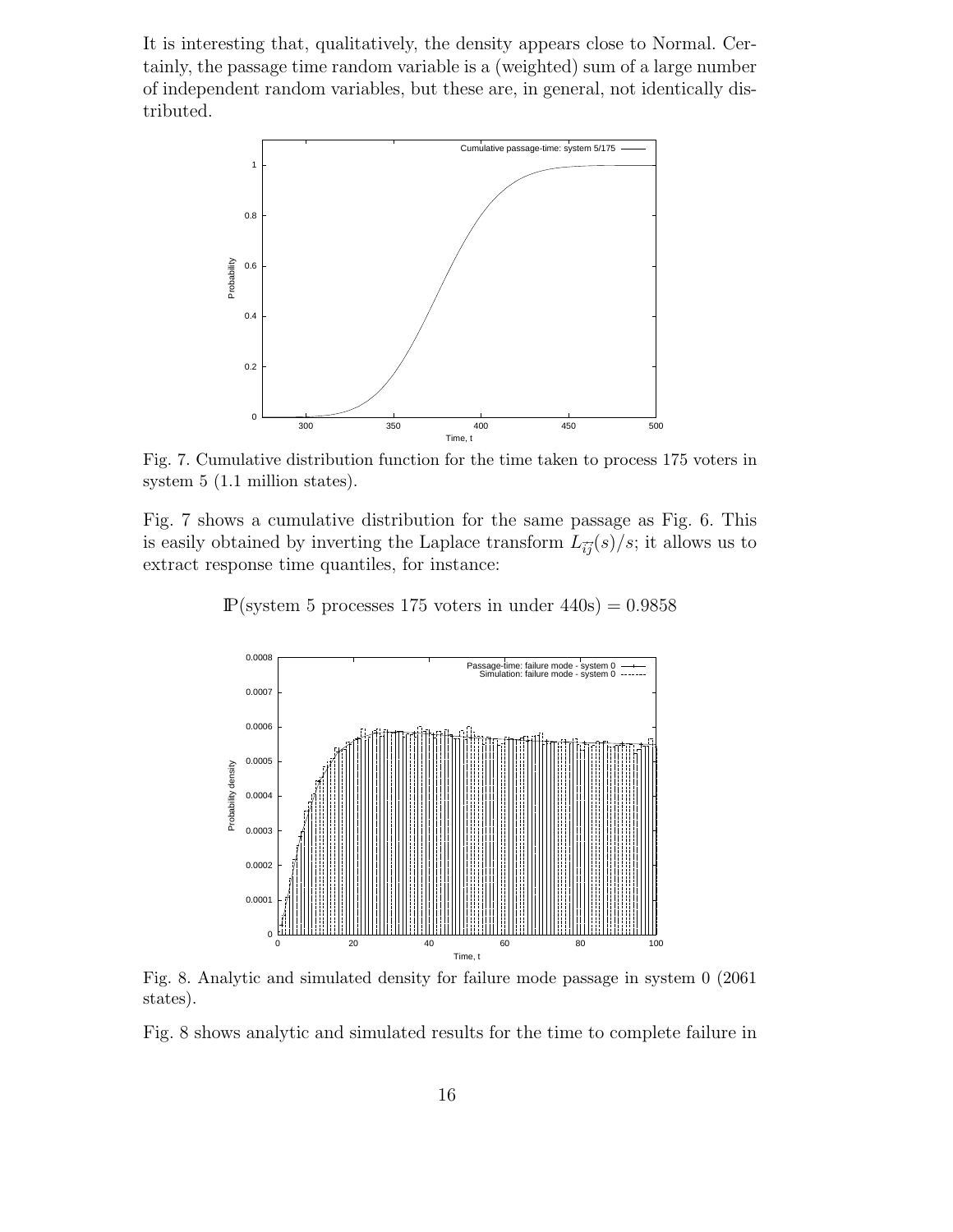It is interesting that, qualitatively, the density appears close to Normal. Certainly, the passage time random variable is a (weighted) sum of a large number of independent random variables, but these are, in general, not identically distributed.

Fig. 7. Cumulative distribution function for the time taken to process 175 voters in system 5 (1.1 million states).

Fig. 7 shows a cumulative distribution for the same passage as Fig. 6. This is easily obtained by inverting the Laplace transform $L_{\vec{i}\vec{j}}(s)/s$; it allows us to extract response time quantiles, for instance:

$$\mathbb{P}(\text{system 5 processes 175 voters in under 440s}) = 0.9858$$

Fig. 8. Analytic and simulated density for failure mode passage in system 0 (2061 states).

Fig. 8 shows analytic and simulated results for the time to complete failure in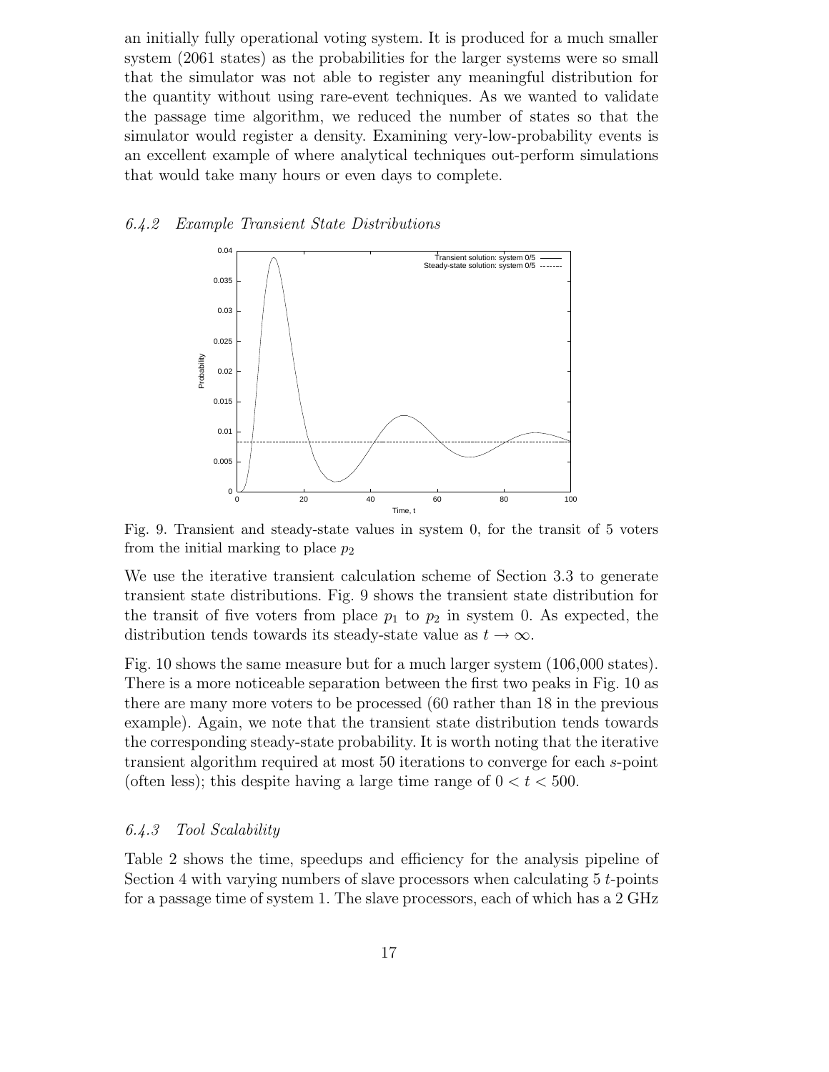an initially fully operational voting system. It is produced for a much smaller system (2061 states) as the probabilities for the larger systems were so small that the simulator was not able to register any meaningful distribution for the quantity without using rare-event techniques. As we wanted to validate the passage time algorithm, we reduced the number of states so that the simulator would register a density. Examining very-low-probability events is an excellent example of where analytical techniques out-perform simulations that would take many hours or even days to complete.

### 6.4.2 *Example Transient State Distributions*

Fig. 9. Transient and steady-state values in system 0, for the transit of 5 voters from the initial marking to place $p_2$

We use the iterative transient calculation scheme of Section 3.3 to generate transient state distributions. Fig. 9 shows the transient state distribution for the transit of five voters from place $p_1$ to $p_2$ in system 0. As expected, the distribution tends towards its steady-state value as $t \to \infty$.

Fig. 10 shows the same measure but for a much larger system (106,000 states). There is a more noticeable separation between the first two peaks in Fig. 10 as there are many more voters to be processed (60 rather than 18 in the previous example). Again, we note that the transient state distribution tends towards the corresponding steady-state probability. It is worth noting that the iterative transient algorithm required at most 50 iterations to converge for each $s$-point (often less); this despite having a large time range of $0 < t < 500$.

### 6.4.3 *Tool Scalability*

Table 2 shows the time, speedups and efficiency for the analysis pipeline of Section 4 with varying numbers of slave processors when calculating 5 $t$-points for a passage time of system 1. The slave processors, each of which has a 2 GHz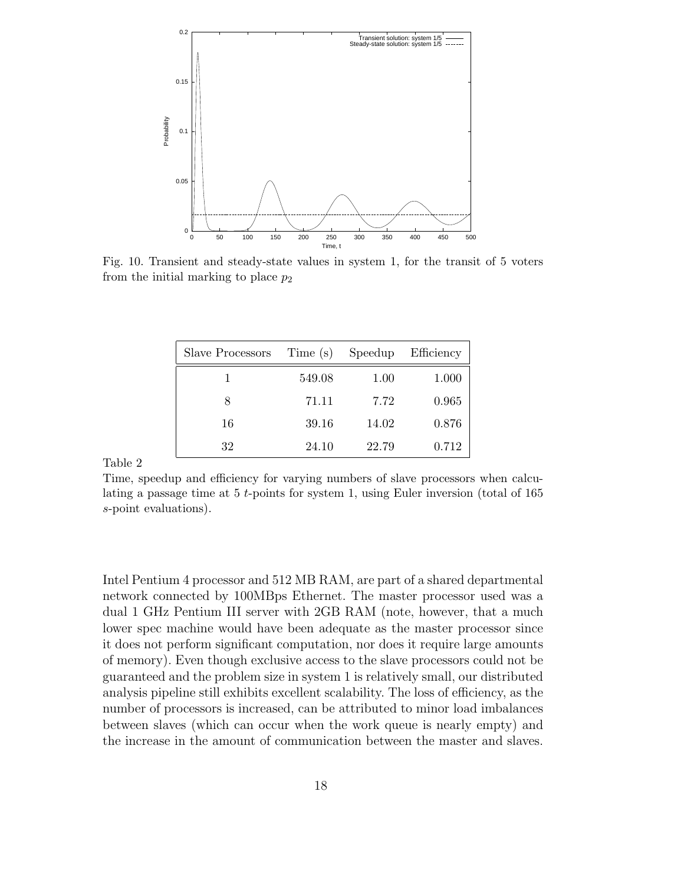Fig. 10. Transient and steady-state values in system 1, for the transit of 5 voters from the initial marking to place $p_2$

| Slave Processors | Time (s) | Speedup | Efficiency |
|---|---|---|---|
| 1 | 549.08 | 1.00 | 1.000 |
| 8 | 71.11 | 7.72 | 0.965 |
| 16 | 39.16 | 14.02 | 0.876 |
| 32 | 24.10 | 22.79 | 0.712 |

Table 2

Time, speedup and efficiency for varying numbers of slave processors when calculating a passage time at 5 $t$-points for system 1, using Euler inversion (total of 165 $s$-point evaluations).

Intel Pentium 4 processor and 512 MB RAM, are part of a shared departmental network connected by 100MBps Ethernet. The master processor used was a dual 1 GHz Pentium III server with 2GB RAM (note, however, that a much lower spec machine would have been adequate as the master processor since it does not perform significant computation, nor does it require large amounts of memory). Even though exclusive access to the slave processors could not be guaranteed and the problem size in system 1 is relatively small, our distributed analysis pipeline still exhibits excellent scalability. The loss of efficiency, as the number of processors is increased, can be attributed to minor load imbalances between slaves (which can occur when the work queue is nearly empty) and the increase in the amount of communication between the master and slaves.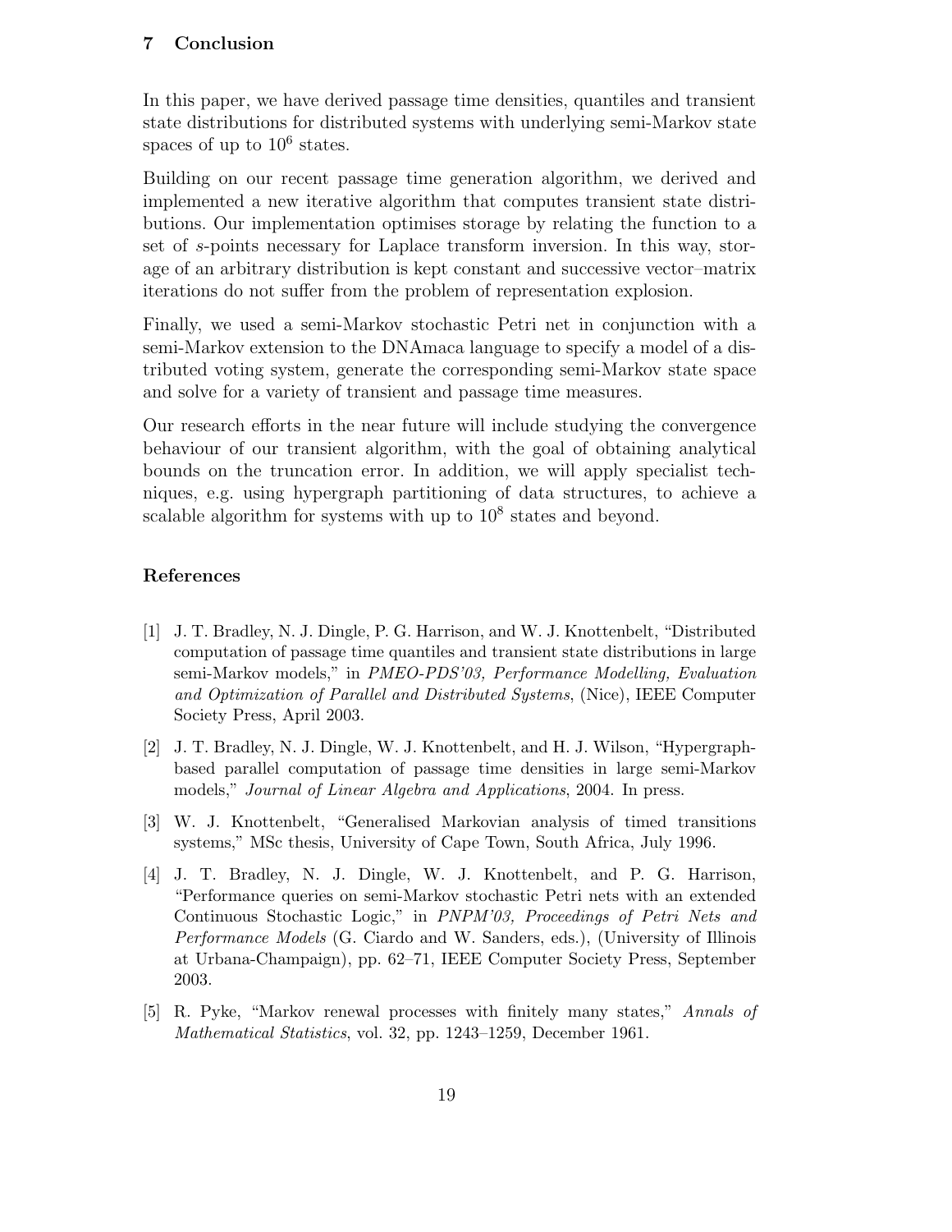## 7 Conclusion

In this paper, we have derived passage time densities, quantiles and transient state distributions for distributed systems with underlying semi-Markov state spaces of up to $10^6$ states.

Building on our recent passage time generation algorithm, we derived and implemented a new iterative algorithm that computes transient state distributions. Our implementation optimises storage by relating the function to a set of $s$-points necessary for Laplace transform inversion. In this way, storage of an arbitrary distribution is kept constant and successive vector–matrix iterations do not suffer from the problem of representation explosion.

Finally, we used a semi-Markov stochastic Petri net in conjunction with a semi-Markov extension to the DNAmaca language to specify a model of a distributed voting system, generate the corresponding semi-Markov state space and solve for a variety of transient and passage time measures.

Our research efforts in the near future will include studying the convergence behaviour of our transient algorithm, with the goal of obtaining analytical bounds on the truncation error. In addition, we will apply specialist techniques, e.g. using hypergraph partitioning of data structures, to achieve a scalable algorithm for systems with up to $10^8$ states and beyond.

## References

[1] J. T. Bradley, N. J. Dingle, P. G. Harrison, and W. J. Knottenbelt, "Distributed computation of passage time quantiles and transient state distributions in large semi-Markov models," in *PMEO-PDS'03, Performance Modelling, Evaluation and Optimization of Parallel and Distributed Systems*, (Nice), IEEE Computer Society Press, April 2003.

[2] J. T. Bradley, N. J. Dingle, W. J. Knottenbelt, and H. J. Wilson, "Hypergraph-based parallel computation of passage time densities in large semi-Markov models," *Journal of Linear Algebra and Applications*, 2004. In press.

[3] W. J. Knottenbelt, "Generalised Markovian analysis of timed transitions systems," MSc thesis, University of Cape Town, South Africa, July 1996.

[4] J. T. Bradley, N. J. Dingle, W. J. Knottenbelt, and P. G. Harrison, "Performance queries on semi-Markov stochastic Petri nets with an extended Continuous Stochastic Logic," in *PNPM'03, Proceedings of Petri Nets and Performance Models* (G. Ciardo and W. Sanders, eds.), (University of Illinois at Urbana-Champaign), pp. 62–71, IEEE Computer Society Press, September 2003.

[5] R. Pyke, "Markov renewal processes with finitely many states," *Annals of Mathematical Statistics*, vol. 32, pp. 1243–1259, December 1961.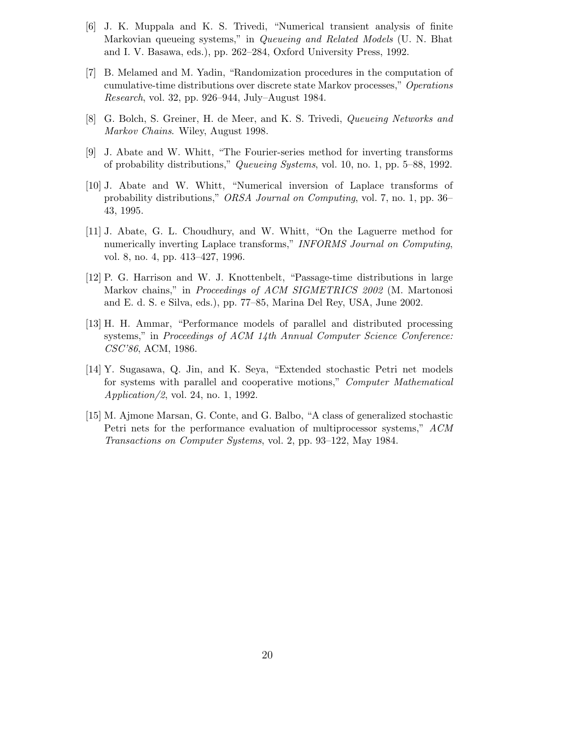[6] J. K. Muppala and K. S. Trivedi, "Numerical transient analysis of finite Markovian queueing systems," in *Queueing and Related Models* (U. N. Bhat and I. V. Basawa, eds.), pp. 262–284, Oxford University Press, 1992.

[7] B. Melamed and M. Yadin, "Randomization procedures in the computation of cumulative-time distributions over discrete state Markov processes," *Operations Research*, vol. 32, pp. 926–944, July–August 1984.

[8] G. Bolch, S. Greiner, H. de Meer, and K. S. Trivedi, *Queueing Networks and Markov Chains*. Wiley, August 1998.

[9] J. Abate and W. Whitt, "The Fourier-series method for inverting transforms of probability distributions," *Queueing Systems*, vol. 10, no. 1, pp. 5–88, 1992.

[10] J. Abate and W. Whitt, "Numerical inversion of Laplace transforms of probability distributions," *ORSA Journal on Computing*, vol. 7, no. 1, pp. 36–43, 1995.

[11] J. Abate, G. L. Choudhury, and W. Whitt, "On the Laguerre method for numerically inverting Laplace transforms," *INFORMS Journal on Computing*, vol. 8, no. 4, pp. 413–427, 1996.

[12] P. G. Harrison and W. J. Knottenbelt, "Passage-time distributions in large Markov chains," in *Proceedings of ACM SIGMETRICS 2002* (M. Martonosi and E. d. S. e Silva, eds.), pp. 77–85, Marina Del Rey, USA, June 2002.

[13] H. H. Ammar, "Performance models of parallel and distributed processing systems," in *Proceedings of ACM 14th Annual Computer Science Conference: CSC'86*, ACM, 1986.

[14] Y. Sugasawa, Q. Jin, and K. Seya, "Extended stochastic Petri net models for systems with parallel and cooperative motions," *Computer Mathematical Application/2*, vol. 24, no. 1, 1992.

[15] M. Ajmone Marsan, G. Conte, and G. Balbo, "A class of generalized stochastic Petri nets for the performance evaluation of multiprocessor systems," *ACM Transactions on Computer Systems*, vol. 2, pp. 93–122, May 1984.